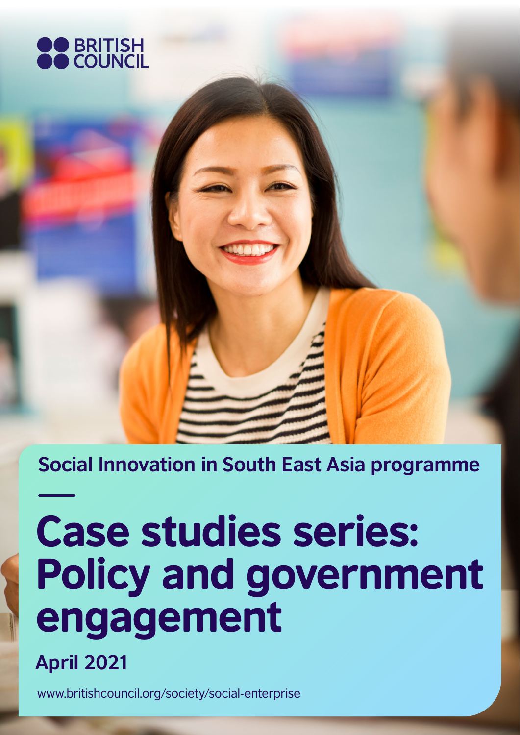BRITISH COUNCIL

Social Innovation in South East Asia programme

# Case studies series: Policy and government engagement

**April 2021**

www.britishcouncil.org/society/social-enterprise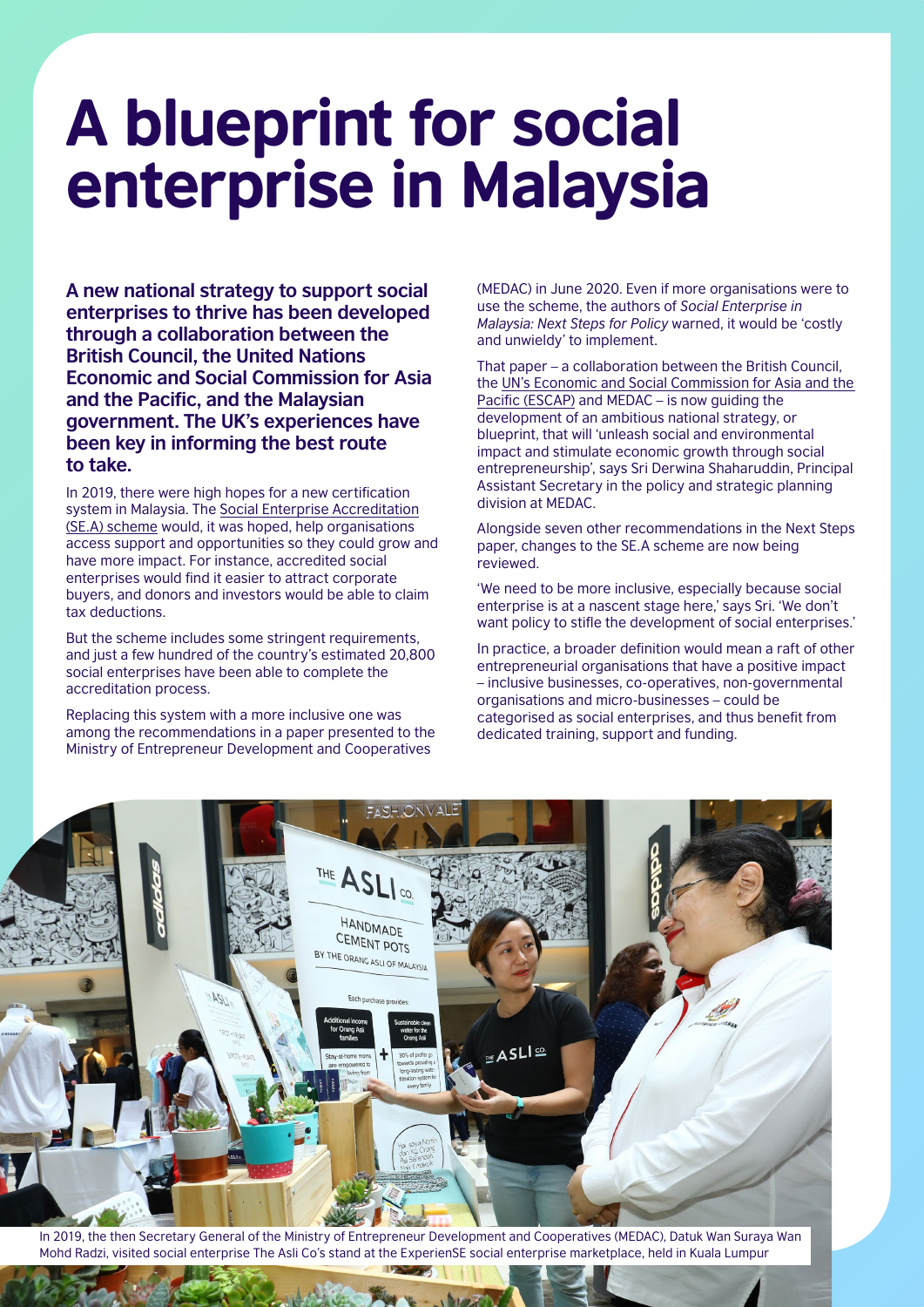# A blueprint for social enterprise in Malaysia

**A new national strategy to support social enterprises to thrive has been developed through a collaboration between the British Council, the United Nations Economic and Social Commission for Asia and the Pacific, and the Malaysian government. The UK's experiences have been key in informing the best route to take.**

In 2019, there were high hopes for a new certification system in Malaysia. The Social Enterprise Accreditation (SE.A) scheme would, it was hoped, help organisations access support and opportunities so they could grow and have more impact. For instance, accredited social enterprises would find it easier to attract corporate buyers, and donors and investors would be able to claim tax deductions.

But the scheme includes some stringent requirements, and just a few hundred of the country's estimated 20,800 social enterprises have been able to complete the accreditation process.

Replacing this system with a more inclusive one was among the recommendations in a paper presented to the Ministry of Entrepreneur Development and Cooperatives (MEDAC) in June 2020. Even if more organisations were to use the scheme, the authors of *Social Enterprise in Malaysia: Next Steps for Policy* warned, it would be 'costly and unwieldy' to implement.

That paper – a collaboration between the British Council, the UN's Economic and Social Commission for Asia and the Pacific (ESCAP) and MEDAC – is now guiding the development of an ambitious national strategy, or blueprint, that will 'unleash social and environmental impact and stimulate economic growth through social entrepreneurship', says Sri Derwina Shaharuddin, Principal Assistant Secretary in the policy and strategic planning division at MEDAC.

Alongside seven other recommendations in the Next Steps paper, changes to the SE.A scheme are now being reviewed.

'We need to be more inclusive, especially because social enterprise is at a nascent stage here,' says Sri. 'We don't want policy to stifle the development of social enterprises.'

In practice, a broader definition would mean a raft of other entrepreneurial organisations that have a positive impact – inclusive businesses, co-operatives, non-governmental organisations and micro-businesses – could be categorised as social enterprises, and thus benefit from dedicated training, support and funding.

In 2019, the then Secretary General of the Ministry of Entrepreneur Development and Cooperatives (MEDAC), Datuk Wan Suraya Wan Mohd Radzi, visited social enterprise The Asli Co's stand at the ExperienSE social enterprise marketplace, held in Kuala Lumpur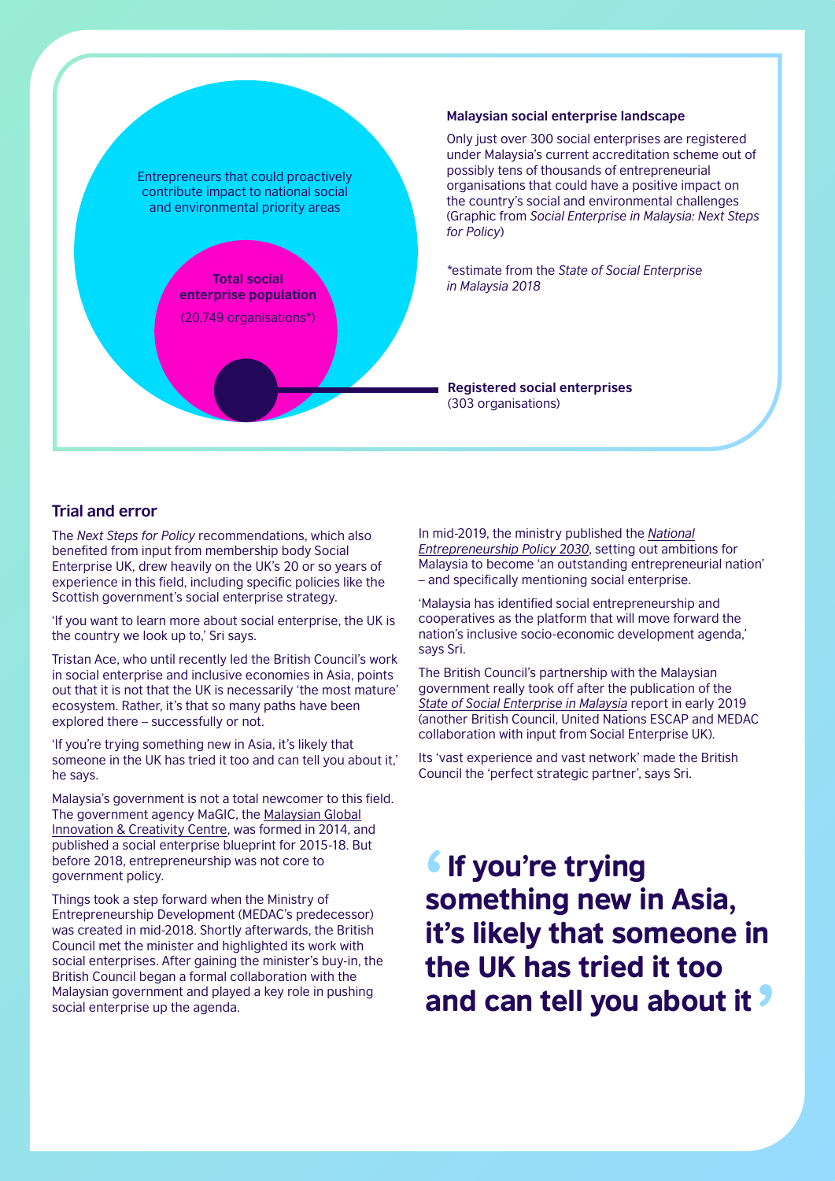Entrepreneurs that could proactively contribute impact to national social and environmental priority areas

**Total social enterprise population**
(20,749 organisations*)

**Registered social enterprises**
(303 organisations)

**Malaysian social enterprise landscape**

Only just over 300 social enterprises are registered under Malaysia's current accreditation scheme out of possibly tens of thousands of entrepreneurial organisations that could have a positive impact on the country's social and environmental challenges (Graphic from *Social Enterprise in Malaysia: Next Steps for Policy*)

*estimate from the *State of Social Enterprise in Malaysia 2018*

## Trial and error

The *Next Steps for Policy* recommendations, which also benefited from input from membership body Social Enterprise UK, drew heavily on the UK's 20 or so years of experience in this field, including specific policies like the Scottish government's social enterprise strategy.

'If you want to learn more about social enterprise, the UK is the country we look up to,' Sri says.

Tristan Ace, who until recently led the British Council's work in social enterprise and inclusive economies in Asia, points out that it is not that the UK is necessarily 'the most mature' ecosystem. Rather, it's that so many paths have been explored there – successfully or not.

'If you're trying something new in Asia, it's likely that someone in the UK has tried it too and can tell you about it,' he says.

Malaysia's government is not a total newcomer to this field. The government agency MaGIC, the Malaysian Global Innovation & Creativity Centre, was formed in 2014, and published a social enterprise blueprint for 2015-18. But before 2018, entrepreneurship was not core to government policy.

Things took a step forward when the Ministry of Entrepreneurship Development (MEDAC's predecessor) was created in mid-2018. Shortly afterwards, the British Council met the minister and highlighted its work with social enterprises. After gaining the minister's buy-in, the British Council began a formal collaboration with the Malaysian government and played a key role in pushing social enterprise up the agenda.

In mid-2019, the ministry published the *National Entrepreneurship Policy 2030*, setting out ambitions for Malaysia to become 'an outstanding entrepreneurial nation' – and specifically mentioning social enterprise.

'Malaysia has identified social entrepreneurship and cooperatives as the platform that will move forward the nation's inclusive socio-economic development agenda,' says Sri.

The British Council's partnership with the Malaysian government really took off after the publication of the *State of Social Enterprise in Malaysia* report in early 2019 (another British Council, United Nations ESCAP and MEDAC collaboration with input from Social Enterprise UK).

Its 'vast experience and vast network' made the British Council the 'perfect strategic partner', says Sri.

> **'If you're trying something new in Asia, it's likely that someone in the UK has tried it too and can tell you about it'**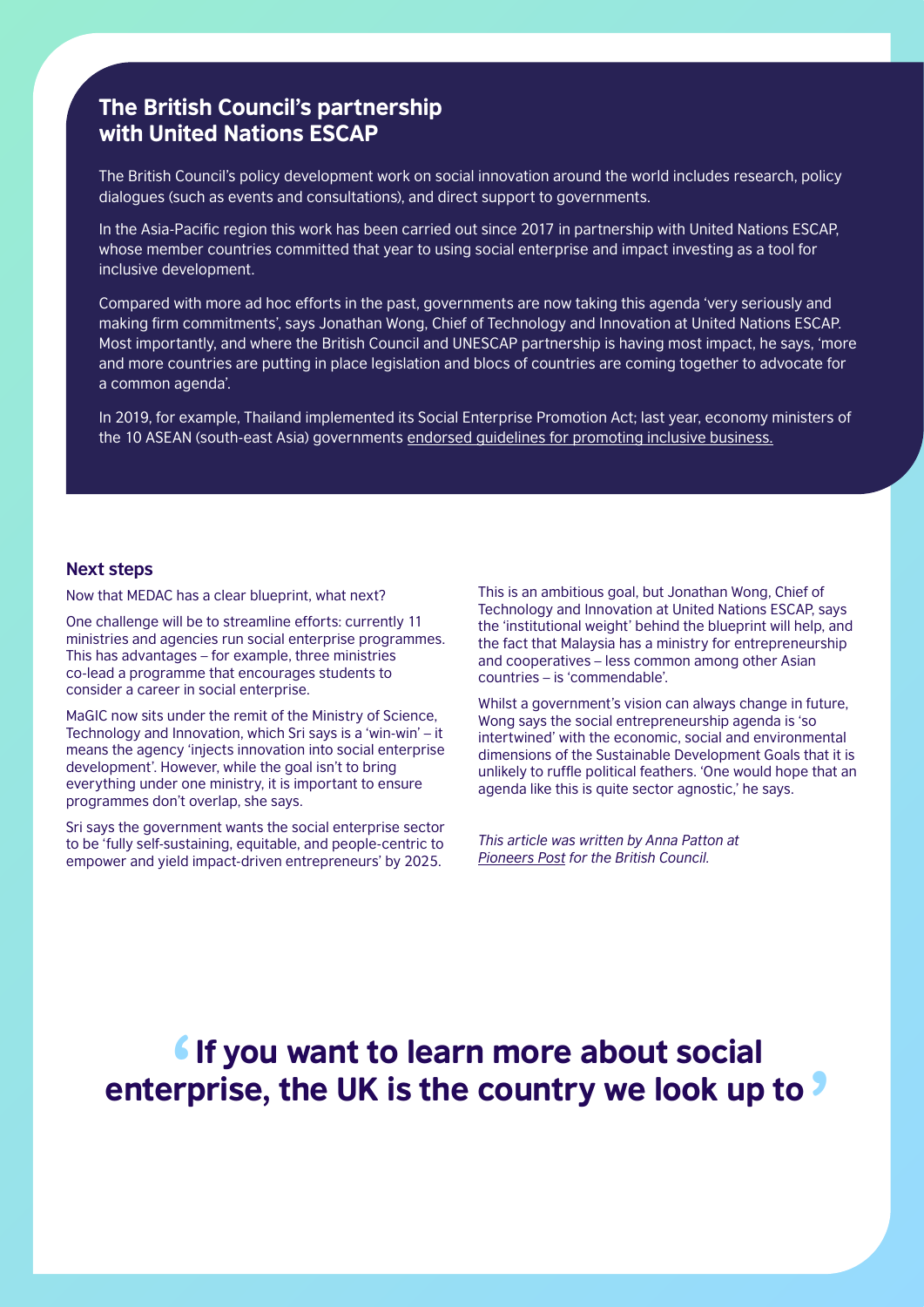## The British Council's partnership with United Nations ESCAP

The British Council's policy development work on social innovation around the world includes research, policy dialogues (such as events and consultations), and direct support to governments.

In the Asia-Pacific region this work has been carried out since 2017 in partnership with United Nations ESCAP, whose member countries committed that year to using social enterprise and impact investing as a tool for inclusive development.

Compared with more ad hoc efforts in the past, governments are now taking this agenda 'very seriously and making firm commitments', says Jonathan Wong, Chief of Technology and Innovation at United Nations ESCAP. Most importantly, and where the British Council and UNESCAP partnership is having most impact, he says, 'more and more countries are putting in place legislation and blocs of countries are coming together to advocate for a common agenda'.

In 2019, for example, Thailand implemented its Social Enterprise Promotion Act; last year, economy ministers of the 10 ASEAN (south-east Asia) governments endorsed guidelines for promoting inclusive business.

### Next steps

Now that MEDAC has a clear blueprint, what next?

One challenge will be to streamline efforts: currently 11 ministries and agencies run social enterprise programmes. This has advantages – for example, three ministries co-lead a programme that encourages students to consider a career in social enterprise.

MaGIC now sits under the remit of the Ministry of Science, Technology and Innovation, which Sri says is a 'win-win' – it means the agency 'injects innovation into social enterprise development'. However, while the goal isn't to bring everything under one ministry, it is important to ensure programmes don't overlap, she says.

Sri says the government wants the social enterprise sector to be 'fully self-sustaining, equitable, and people-centric to empower and yield impact-driven entrepreneurs' by 2025.

This is an ambitious goal, but Jonathan Wong, Chief of Technology and Innovation at United Nations ESCAP, says the 'institutional weight' behind the blueprint will help, and the fact that Malaysia has a ministry for entrepreneurship and cooperatives – less common among other Asian countries – is 'commendable'.

Whilst a government's vision can always change in future, Wong says the social entrepreneurship agenda is 'so intertwined' with the economic, social and environmental dimensions of the Sustainable Development Goals that it is unlikely to ruffle political feathers. 'One would hope that an agenda like this is quite sector agnostic,' he says.

*This article was written by Anna Patton at Pioneers Post for the British Council.*

**'If you want to learn more about social enterprise, the UK is the country we look up to'**